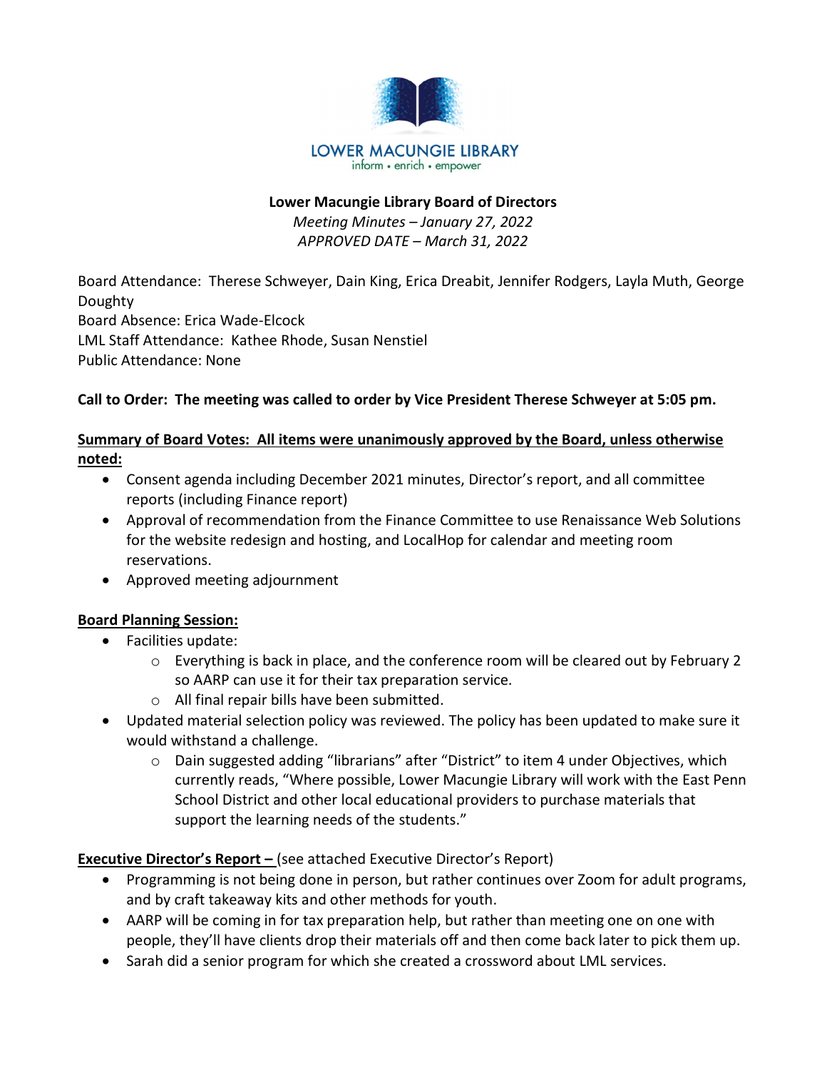LOWER MACUNGIE LIBRARY
inform • enrich • empower

# Lower Macungie Library Board of Directors

*Meeting Minutes – January 27, 2022*
*APPROVED DATE – March 31, 2022*

Board Attendance: Therese Schweyer, Dain King, Erica Dreabit, Jennifer Rodgers, Layla Muth, George Doughty
Board Absence: Erica Wade-Elcock
LML Staff Attendance: Kathee Rhode, Susan Nenstiel
Public Attendance: None

**Call to Order: The meeting was called to order by Vice President Therese Schweyer at 5:05 pm.**

**Summary of Board Votes: All items were unanimously approved by the Board, unless otherwise noted:**

- Consent agenda including December 2021 minutes, Director's report, and all committee reports (including Finance report)
- Approval of recommendation from the Finance Committee to use Renaissance Web Solutions for the website redesign and hosting, and LocalHop for calendar and meeting room reservations.
- Approved meeting adjournment

**Board Planning Session:**

- Facilities update:
  - Everything is back in place, and the conference room will be cleared out by February 2 so AARP can use it for their tax preparation service.
  - All final repair bills have been submitted.
- Updated material selection policy was reviewed. The policy has been updated to make sure it would withstand a challenge.
  - Dain suggested adding "librarians" after "District" to item 4 under Objectives, which currently reads, "Where possible, Lower Macungie Library will work with the East Penn School District and other local educational providers to purchase materials that support the learning needs of the students."

**Executive Director's Report –** (see attached Executive Director's Report)

- Programming is not being done in person, but rather continues over Zoom for adult programs, and by craft takeaway kits and other methods for youth.
- AARP will be coming in for tax preparation help, but rather than meeting one on one with people, they'll have clients drop their materials off and then come back later to pick them up.
- Sarah did a senior program for which she created a crossword about LML services.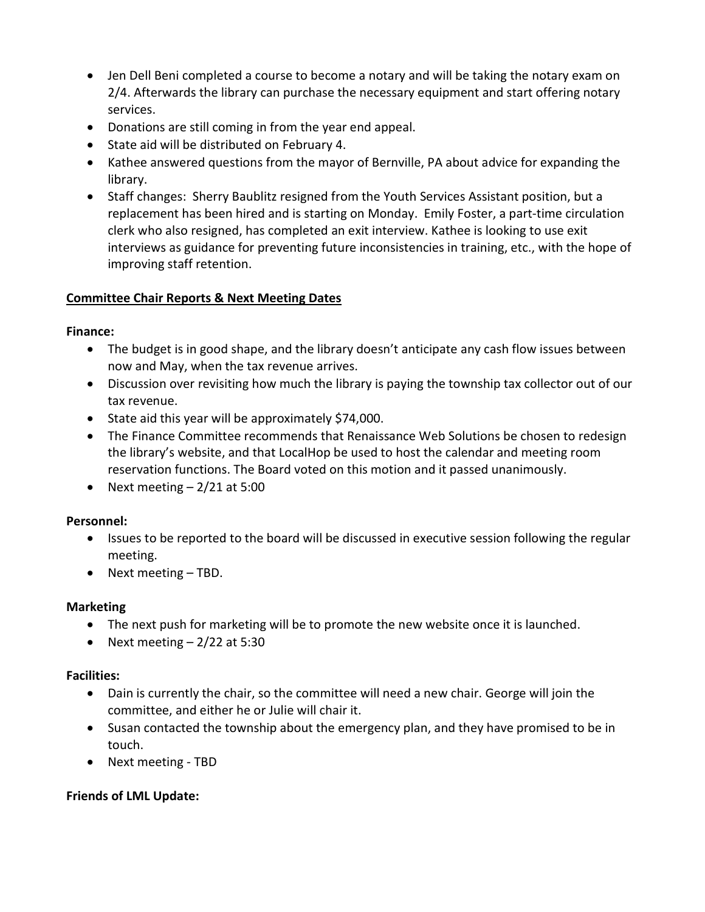- Jen Dell Beni completed a course to become a notary and will be taking the notary exam on 2/4. Afterwards the library can purchase the necessary equipment and start offering notary services.
- Donations are still coming in from the year end appeal.
- State aid will be distributed on February 4.
- Kathee answered questions from the mayor of Bernville, PA about advice for expanding the library.
- Staff changes: Sherry Baublitz resigned from the Youth Services Assistant position, but a replacement has been hired and is starting on Monday. Emily Foster, a part-time circulation clerk who also resigned, has completed an exit interview. Kathee is looking to use exit interviews as guidance for preventing future inconsistencies in training, etc., with the hope of improving staff retention.

**Committee Chair Reports & Next Meeting Dates**

**Finance:**

- The budget is in good shape, and the library doesn't anticipate any cash flow issues between now and May, when the tax revenue arrives.
- Discussion over revisiting how much the library is paying the township tax collector out of our tax revenue.
- State aid this year will be approximately $74,000.
- The Finance Committee recommends that Renaissance Web Solutions be chosen to redesign the library's website, and that LocalHop be used to host the calendar and meeting room reservation functions. The Board voted on this motion and it passed unanimously.
- Next meeting – 2/21 at 5:00

**Personnel:**

- Issues to be reported to the board will be discussed in executive session following the regular meeting.
- Next meeting – TBD.

**Marketing**

- The next push for marketing will be to promote the new website once it is launched.
- Next meeting – 2/22 at 5:30

**Facilities:**

- Dain is currently the chair, so the committee will need a new chair. George will join the committee, and either he or Julie will chair it.
- Susan contacted the township about the emergency plan, and they have promised to be in touch.
- Next meeting - TBD

**Friends of LML Update:**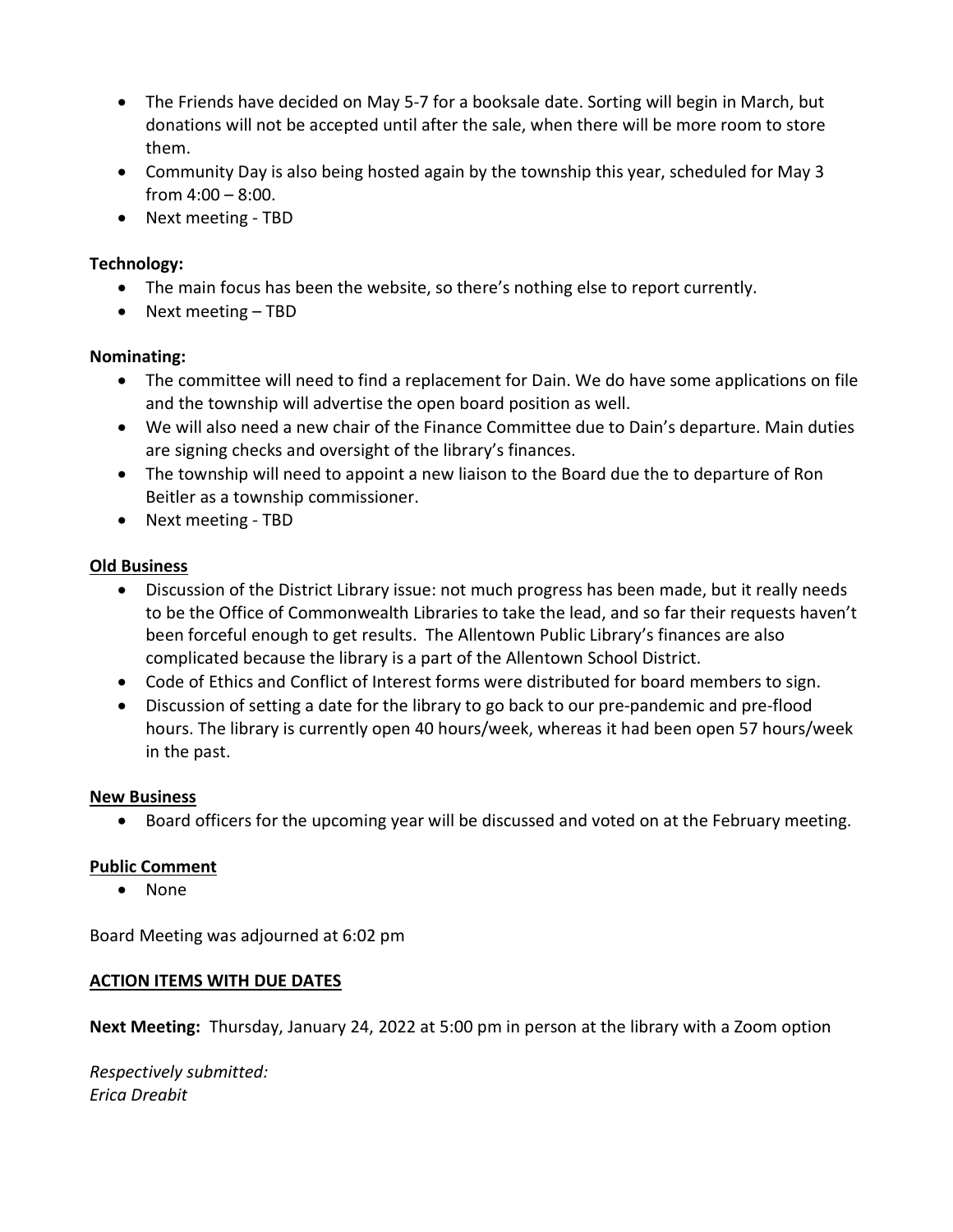- The Friends have decided on May 5-7 for a booksale date. Sorting will begin in March, but donations will not be accepted until after the sale, when there will be more room to store them.
- Community Day is also being hosted again by the township this year, scheduled for May 3 from 4:00 – 8:00.
- Next meeting - TBD

**Technology:**

- The main focus has been the website, so there's nothing else to report currently.
- Next meeting – TBD

**Nominating:**

- The committee will need to find a replacement for Dain. We do have some applications on file and the township will advertise the open board position as well.
- We will also need a new chair of the Finance Committee due to Dain's departure. Main duties are signing checks and oversight of the library's finances.
- The township will need to appoint a new liaison to the Board due the to departure of Ron Beitler as a township commissioner.
- Next meeting - TBD

**Old Business**

- Discussion of the District Library issue: not much progress has been made, but it really needs to be the Office of Commonwealth Libraries to take the lead, and so far their requests haven't been forceful enough to get results. The Allentown Public Library's finances are also complicated because the library is a part of the Allentown School District.
- Code of Ethics and Conflict of Interest forms were distributed for board members to sign.
- Discussion of setting a date for the library to go back to our pre-pandemic and pre-flood hours. The library is currently open 40 hours/week, whereas it had been open 57 hours/week in the past.

**New Business**

- Board officers for the upcoming year will be discussed and voted on at the February meeting.

**Public Comment**

- None

Board Meeting was adjourned at 6:02 pm

**ACTION ITEMS WITH DUE DATES**

**Next Meeting:** Thursday, January 24, 2022 at 5:00 pm in person at the library with a Zoom option

*Respectively submitted:*
*Erica Dreabit*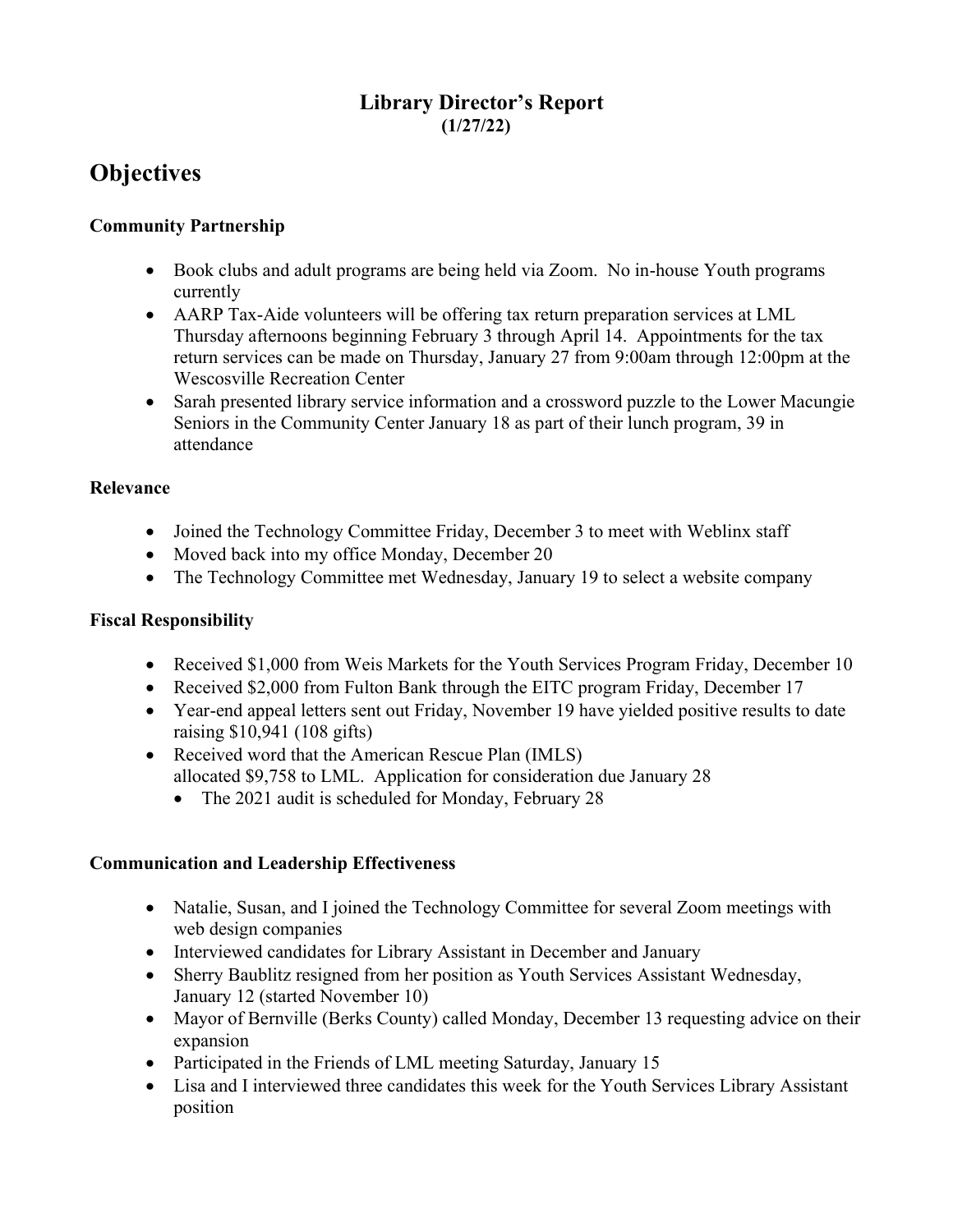# Library Director's Report
**(1/27/22)**

## Objectives

### Community Partnership

- Book clubs and adult programs are being held via Zoom. No in-house Youth programs currently
- AARP Tax-Aide volunteers will be offering tax return preparation services at LML Thursday afternoons beginning February 3 through April 14. Appointments for the tax return services can be made on Thursday, January 27 from 9:00am through 12:00pm at the Wescosville Recreation Center
- Sarah presented library service information and a crossword puzzle to the Lower Macungie Seniors in the Community Center January 18 as part of their lunch program, 39 in attendance

### Relevance

- Joined the Technology Committee Friday, December 3 to meet with Weblinx staff
- Moved back into my office Monday, December 20
- The Technology Committee met Wednesday, January 19 to select a website company

### Fiscal Responsibility

- Received $1,000 from Weis Markets for the Youth Services Program Friday, December 10
- Received $2,000 from Fulton Bank through the EITC program Friday, December 17
- Year-end appeal letters sent out Friday, November 19 have yielded positive results to date raising $10,941 (108 gifts)
- Received word that the American Rescue Plan (IMLS) allocated $9,758 to LML. Application for consideration due January 28
  - The 2021 audit is scheduled for Monday, February 28

### Communication and Leadership Effectiveness

- Natalie, Susan, and I joined the Technology Committee for several Zoom meetings with web design companies
- Interviewed candidates for Library Assistant in December and January
- Sherry Baublitz resigned from her position as Youth Services Assistant Wednesday, January 12 (started November 10)
- Mayor of Bernville (Berks County) called Monday, December 13 requesting advice on their expansion
- Participated in the Friends of LML meeting Saturday, January 15
- Lisa and I interviewed three candidates this week for the Youth Services Library Assistant position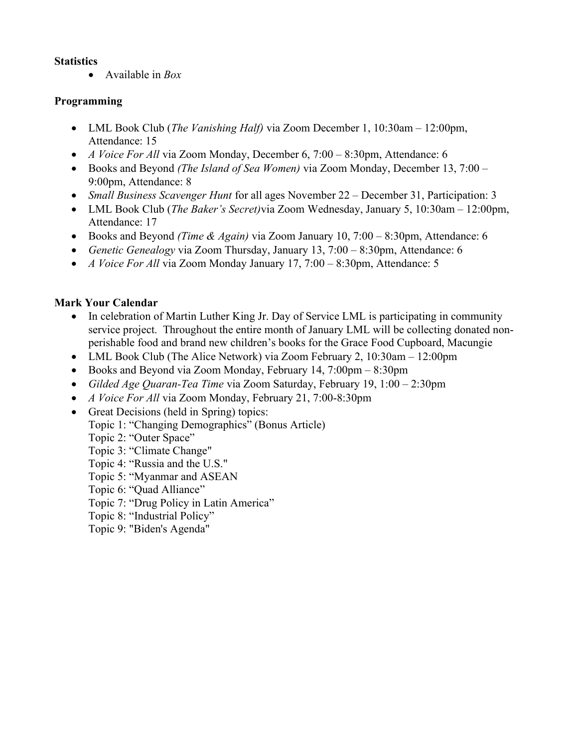**Statistics**

- Available in *Box*

**Programming**

- LML Book Club (*The Vanishing Half)* via Zoom December 1, 10:30am – 12:00pm, Attendance: 15
- *A Voice For All* via Zoom Monday, December 6, 7:00 – 8:30pm, Attendance: 6
- Books and Beyond *(The Island of Sea Women)* via Zoom Monday, December 13, 7:00 – 9:00pm, Attendance: 8
- *Small Business Scavenger Hunt* for all ages November 22 – December 31, Participation: 3
- LML Book Club (*The Baker's Secret)*via Zoom Wednesday, January 5, 10:30am – 12:00pm, Attendance: 17
- Books and Beyond *(Time & Again)* via Zoom January 10, 7:00 – 8:30pm, Attendance: 6
- *Genetic Genealogy* via Zoom Thursday, January 13, 7:00 – 8:30pm, Attendance: 6
- *A Voice For All* via Zoom Monday January 17, 7:00 – 8:30pm, Attendance: 5

**Mark Your Calendar**

- In celebration of Martin Luther King Jr. Day of Service LML is participating in community service project. Throughout the entire month of January LML will be collecting donated non-perishable food and brand new children's books for the Grace Food Cupboard, Macungie
- LML Book Club (The Alice Network) via Zoom February 2, 10:30am – 12:00pm
- Books and Beyond via Zoom Monday, February 14, 7:00pm – 8:30pm
- *Gilded Age Quaran-Tea Time* via Zoom Saturday, February 19, 1:00 – 2:30pm
- *A Voice For All* via Zoom Monday, February 21, 7:00-8:30pm
- Great Decisions (held in Spring) topics:
  Topic 1: "Changing Demographics" (Bonus Article)
  Topic 2: "Outer Space"
  Topic 3: "Climate Change"
  Topic 4: "Russia and the U.S."
  Topic 5: "Myanmar and ASEAN
  Topic 6: "Quad Alliance"
  Topic 7: "Drug Policy in Latin America"
  Topic 8: "Industrial Policy"
  Topic 9: "Biden's Agenda"